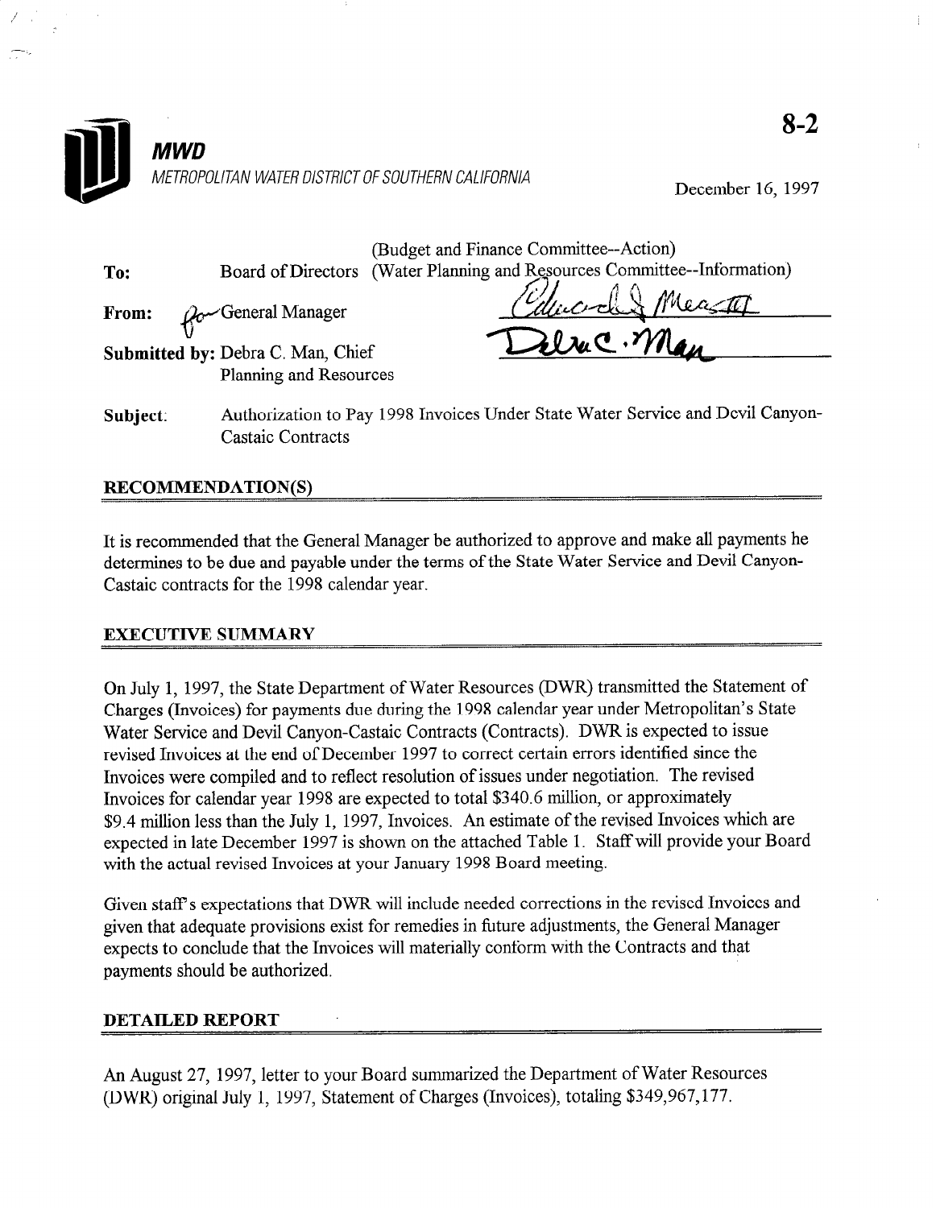**MWD**

METROPOLITAN WATER DISTRICT OF SOUTHERN CALIFORNIA

8-2

December 16, 1997

(Budget and Finance Committee--Action)
(Water Planning and Resources Committee--Information)

**To:** Board of Directors

**From:** for General Manager

**Submitted by:** Debra C. Man, Chief
Planning and Resources

**Subject:** Authorization to Pay 1998 Invoices Under State Water Service and Devil Canyon-Castaic Contracts

## RECOMMENDATION(S)

It is recommended that the General Manager be authorized to approve and make all payments he determines to be due and payable under the terms of the State Water Service and Devil Canyon-Castaic contracts for the 1998 calendar year.

## EXECUTIVE SUMMARY

On July 1, 1997, the State Department of Water Resources (DWR) transmitted the Statement of Charges (Invoices) for payments due during the 1998 calendar year under Metropolitan's State Water Service and Devil Canyon-Castaic Contracts (Contracts). DWR is expected to issue revised Invoices at the end of December 1997 to correct certain errors identified since the Invoices were compiled and to reflect resolution of issues under negotiation. The revised Invoices for calendar year 1998 are expected to total $340.6 million, or approximately $9.4 million less than the July 1, 1997, Invoices. An estimate of the revised Invoices which are expected in late December 1997 is shown on the attached Table 1. Staff will provide your Board with the actual revised Invoices at your January 1998 Board meeting.

Given staff's expectations that DWR will include needed corrections in the revised Invoices and given that adequate provisions exist for remedies in future adjustments, the General Manager expects to conclude that the Invoices will materially conform with the Contracts and that payments should be authorized.

## DETAILED REPORT

An August 27, 1997, letter to your Board summarized the Department of Water Resources (DWR) original July 1, 1997, Statement of Charges (Invoices), totaling $349,967,177.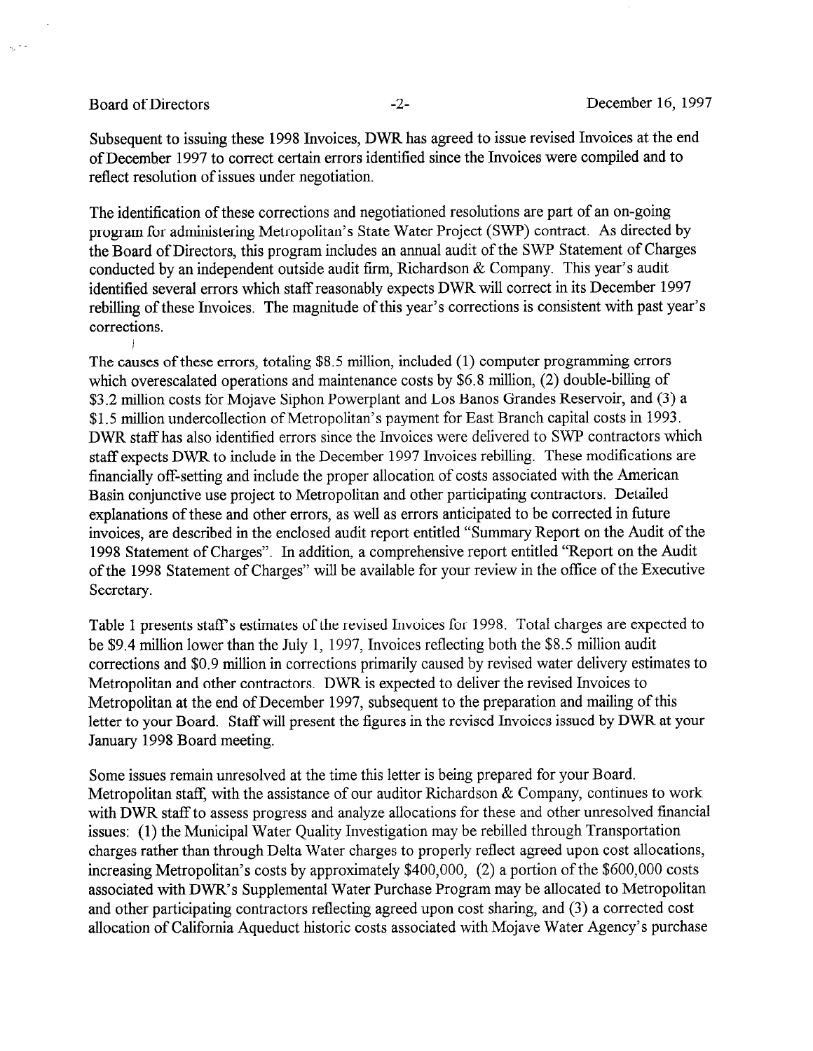Subsequent to issuing these 1998 Invoices, DWR has agreed to issue revised Invoices at the end of December 1997 to correct certain errors identified since the Invoices were compiled and to reflect resolution of issues under negotiation.

The identification of these corrections and negotiationed resolutions are part of an on-going program for administering Metropolitan's State Water Project (SWP) contract. As directed by the Board of Directors, this program includes an annual audit of the SWP Statement of Charges conducted by an independent outside audit firm, Richardson & Company. This year's audit identified several errors which staff reasonably expects DWR will correct in its December 1997 rebilling of these Invoices. The magnitude of this year's corrections is consistent with past year's corrections.

The causes of these errors, totaling \$8.5 million, included (1) computer programming errors which overescalated operations and maintenance costs by \$6.8 million, (2) double-billing of \$3.2 million costs for Mojave Siphon Powerplant and Los Banos Grandes Reservoir, and (3) a \$1.5 million undercollection of Metropolitan's payment for East Branch capital costs in 1993. DWR staff has also identified errors since the Invoices were delivered to SWP contractors which staff expects DWR to include in the December 1997 Invoices rebilling. These modifications are financially off-setting and include the proper allocation of costs associated with the American Basin conjunctive use project to Metropolitan and other participating contractors. Detailed explanations of these and other errors, as well as errors anticipated to be corrected in future invoices, are described in the enclosed audit report entitled "Summary Report on the Audit of the 1998 Statement of Charges". In addition, a comprehensive report entitled "Report on the Audit of the 1998 Statement of Charges" will be available for your review in the office of the Executive Secretary.

Table 1 presents staff's estimates of the revised Invoices for 1998. Total charges are expected to be \$9.4 million lower than the July 1, 1997, Invoices reflecting both the \$8.5 million audit corrections and \$0.9 million in corrections primarily caused by revised water delivery estimates to Metropolitan and other contractors. DWR is expected to deliver the revised Invoices to Metropolitan at the end of December 1997, subsequent to the preparation and mailing of this letter to your Board. Staff will present the figures in the revised Invoices issued by DWR at your January 1998 Board meeting.

Some issues remain unresolved at the time this letter is being prepared for your Board. Metropolitan staff, with the assistance of our auditor Richardson & Company, continues to work with DWR staff to assess progress and analyze allocations for these and other unresolved financial issues: (1) the Municipal Water Quality Investigation may be rebilled through Transportation charges rather than through Delta Water charges to properly reflect agreed upon cost allocations, increasing Metropolitan's costs by approximately \$400,000, (2) a portion of the \$600,000 costs associated with DWR's Supplemental Water Purchase Program may be allocated to Metropolitan and other participating contractors reflecting agreed upon cost sharing, and (3) a corrected cost allocation of California Aqueduct historic costs associated with Mojave Water Agency's purchase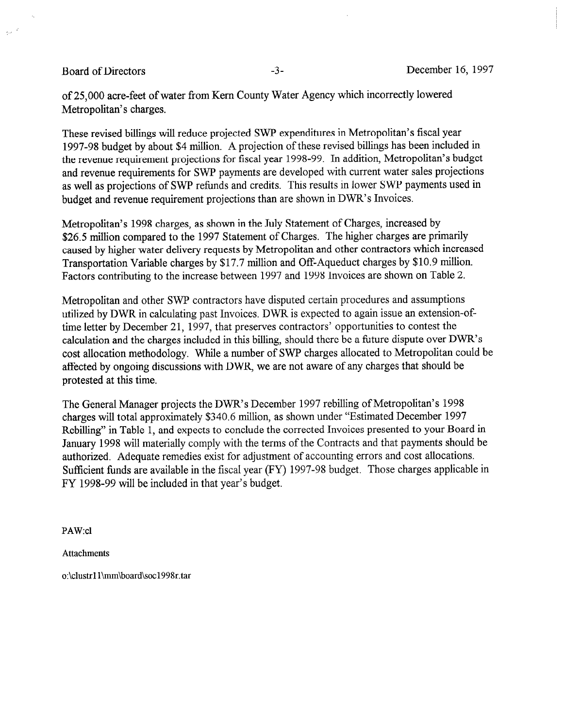of 25,000 acre-feet of water from Kern County Water Agency which incorrectly lowered Metropolitan's charges.

These revised billings will reduce projected SWP expenditures in Metropolitan's fiscal year 1997-98 budget by about $4 million. A projection of these revised billings has been included in the revenue requirement projections for fiscal year 1998-99. In addition, Metropolitan's budget and revenue requirements for SWP payments are developed with current water sales projections as well as projections of SWP refunds and credits. This results in lower SWP payments used in budget and revenue requirement projections than are shown in DWR's Invoices.

Metropolitan's 1998 charges, as shown in the July Statement of Charges, increased by $26.5 million compared to the 1997 Statement of Charges. The higher charges are primarily caused by higher water delivery requests by Metropolitan and other contractors which increased Transportation Variable charges by $17.7 million and Off-Aqueduct charges by $10.9 million. Factors contributing to the increase between 1997 and 1998 Invoices are shown on Table 2.

Metropolitan and other SWP contractors have disputed certain procedures and assumptions utilized by DWR in calculating past Invoices. DWR is expected to again issue an extension-of-time letter by December 21, 1997, that preserves contractors' opportunities to contest the calculation and the charges included in this billing, should there be a future dispute over DWR's cost allocation methodology. While a number of SWP charges allocated to Metropolitan could be affected by ongoing discussions with DWR, we are not aware of any charges that should be protested at this time.

The General Manager projects the DWR's December 1997 rebilling of Metropolitan's 1998 charges will total approximately $340.6 million, as shown under "Estimated December 1997 Rebilling" in Table 1, and expects to conclude the corrected Invoices presented to your Board in January 1998 will materially comply with the terms of the Contracts and that payments should be authorized. Adequate remedies exist for adjustment of accounting errors and cost allocations. Sufficient funds are available in the fiscal year (FY) 1997-98 budget. Those charges applicable in FY 1998-99 will be included in that year's budget.

PAW:cl

Attachments

o:\clustr11\mm\board\soc1998r.tar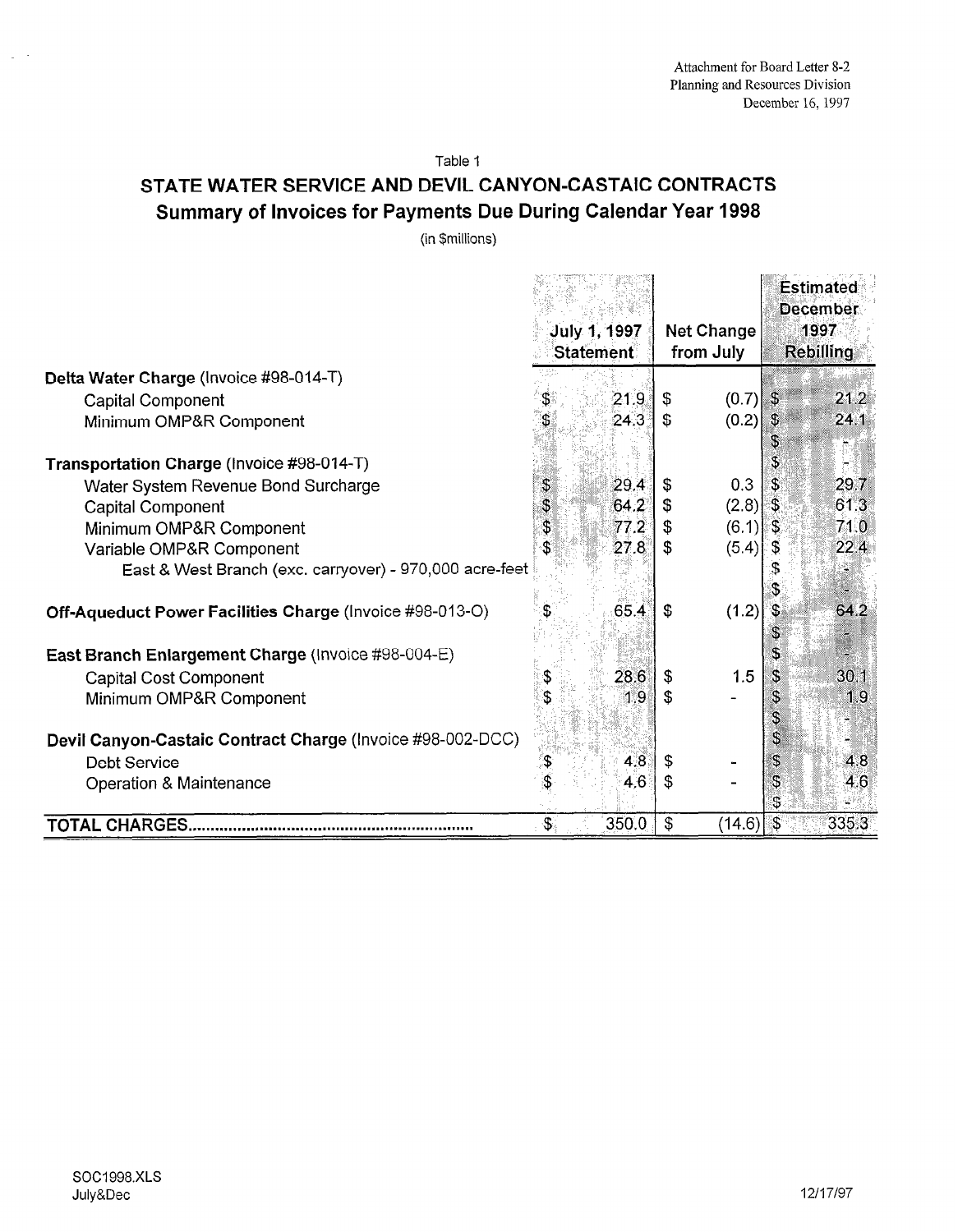Attachment for Board Letter 8-2
Planning and Resources Division
December 16, 1997

Table 1

## STATE WATER SERVICE AND DEVIL CANYON-CASTAIC CONTRACTS
## Summary of Invoices for Payments Due During Calendar Year 1998

(in $millions)

| | July 1, 1997 Statement | Net Change from July | Estimated December 1997 Rebilling |
|---|---|---|---|
| **Delta Water Charge** (Invoice #98-014-T) | | | |
| Capital Component | $ 21.9 | $ (0.7) | $ 21.2 |
| Minimum OMP&R Component | $ 24.3 | $ (0.2) | $ 24.1 |
| | | | $ - |
| **Transportation Charge** (Invoice #98-014-T) | | | $ - |
| Water System Revenue Bond Surcharge | $ 29.4 | $ 0.3 | $ 29.7 |
| Capital Component | $ 64.2 | $ (2.8) | $ 61.3 |
| Minimum OMP&R Component | $ 77.2 | $ (6.1) | $ 71.0 |
| Variable OMP&R Component | $ 27.8 | $ (5.4) | $ 22.4 |
| East & West Branch (exc. carryover) - 970,000 acre-feet | | | $ - |
| | | | $ - |
| **Off-Aqueduct Power Facilities Charge** (Invoice #98-013-O) | $ 65.4 | $ (1.2) | $ 64.2 |
| | | | $ - |
| **East Branch Enlargement Charge** (Invoice #98-004-E) | | | $ - |
| Capital Cost Component | $ 28.6 | $ 1.5 | $ 30.1 |
| Minimum OMP&R Component | $ 1.9 | $ - | $ 1.9 |
| | | | $ - |
| **Devil Canyon-Castaic Contract Charge** (Invoice #98-002-DCC) | | | $ - |
| Debt Service | $ 4.8 | $ - | $ 4.8 |
| Operation & Maintenance | $ 4.6 | $ - | $ 4.6 |
| | | | $ - |
| **TOTAL CHARGES** | $ 350.0 | $ (14.6) | $ 335.3 |

SOC1998.XLS
July&Dec

12/17/97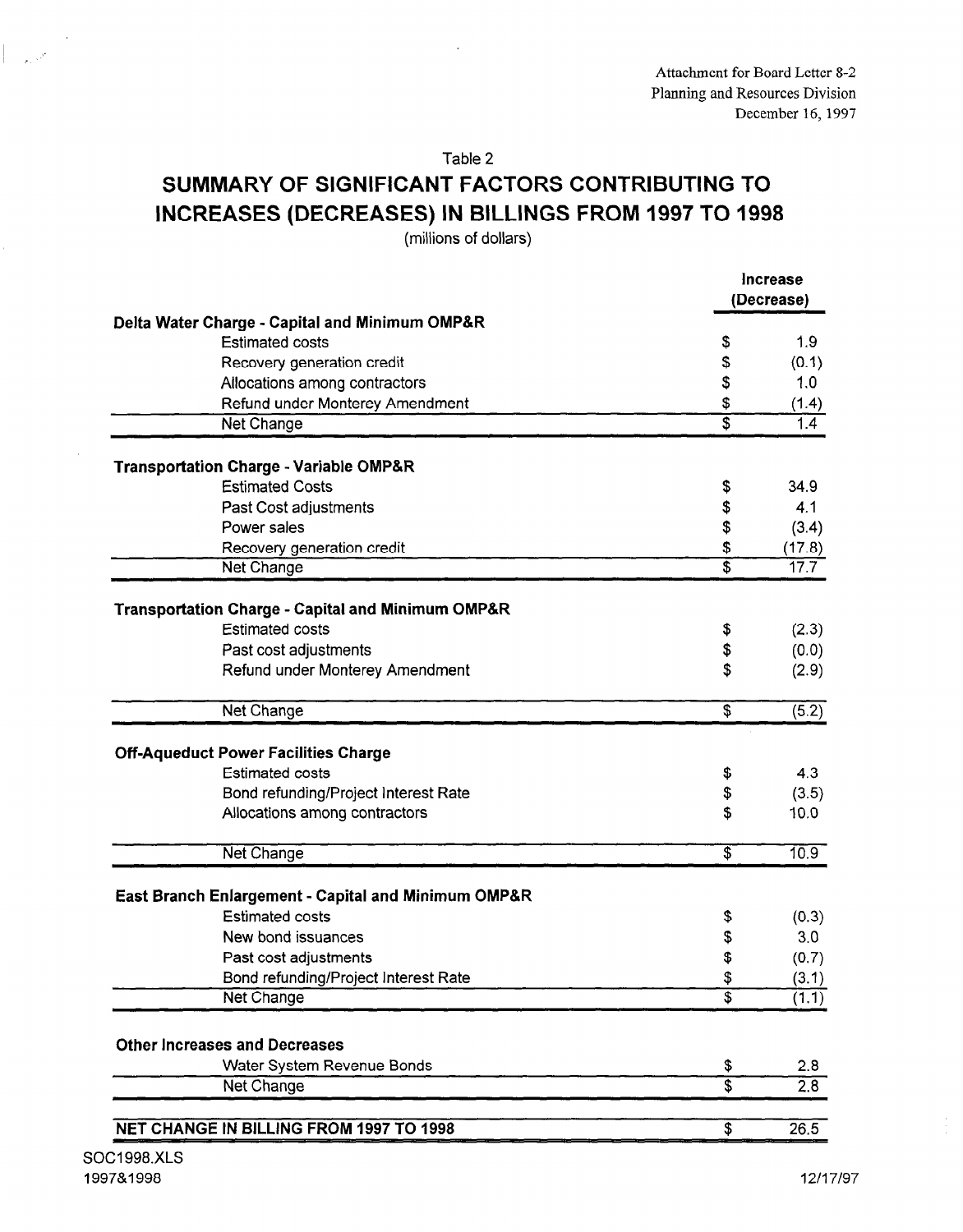Attachment for Board Letter 8-2
Planning and Resources Division
December 16, 1997

Table 2

# SUMMARY OF SIGNIFICANT FACTORS CONTRIBUTING TO INCREASES (DECREASES) IN BILLINGS FROM 1997 TO 1998

(millions of dollars)

| | | Increase (Decrease) |
|---|---|---|
| **Delta Water Charge - Capital and Minimum OMP&R** | | |
| Estimated costs | $ | 1.9 |
| Recovery generation credit | $ | (0.1) |
| Allocations among contractors | $ | 1.0 |
| Refund under Monterey Amendment | $ | (1.4) |
| Net Change | $ | 1.4 |
| **Transportation Charge - Variable OMP&R** | | |
| Estimated Costs | $ | 34.9 |
| Past Cost adjustments | $ | 4.1 |
| Power sales | $ | (3.4) |
| Recovery generation credit | $ | (17.8) |
| Net Change | $ | 17.7 |
| **Transportation Charge - Capital and Minimum OMP&R** | | |
| Estimated costs | $ | (2.3) |
| Past cost adjustments | $ | (0.0) |
| Refund under Monterey Amendment | $ | (2.9) |
| Net Change | $ | (5.2) |
| **Off-Aqueduct Power Facilities Charge** | | |
| Estimated costs | $ | 4.3 |
| Bond refunding/Project Interest Rate | $ | (3.5) |
| Allocations among contractors | $ | 10.0 |
| Net Change | $ | 10.9 |
| **East Branch Enlargement - Capital and Minimum OMP&R** | | |
| Estimated costs | $ | (0.3) |
| New bond issuances | $ | 3.0 |
| Past cost adjustments | $ | (0.7) |
| Bond refunding/Project Interest Rate | $ | (3.1) |
| Net Change | $ | (1.1) |
| **Other Increases and Decreases** | | |
| Water System Revenue Bonds | $ | 2.8 |
| Net Change | $ | 2.8 |
| **NET CHANGE IN BILLING FROM 1997 TO 1998** | $ | 26.5 |

SOC1998.XLS
1997&1998

12/17/97